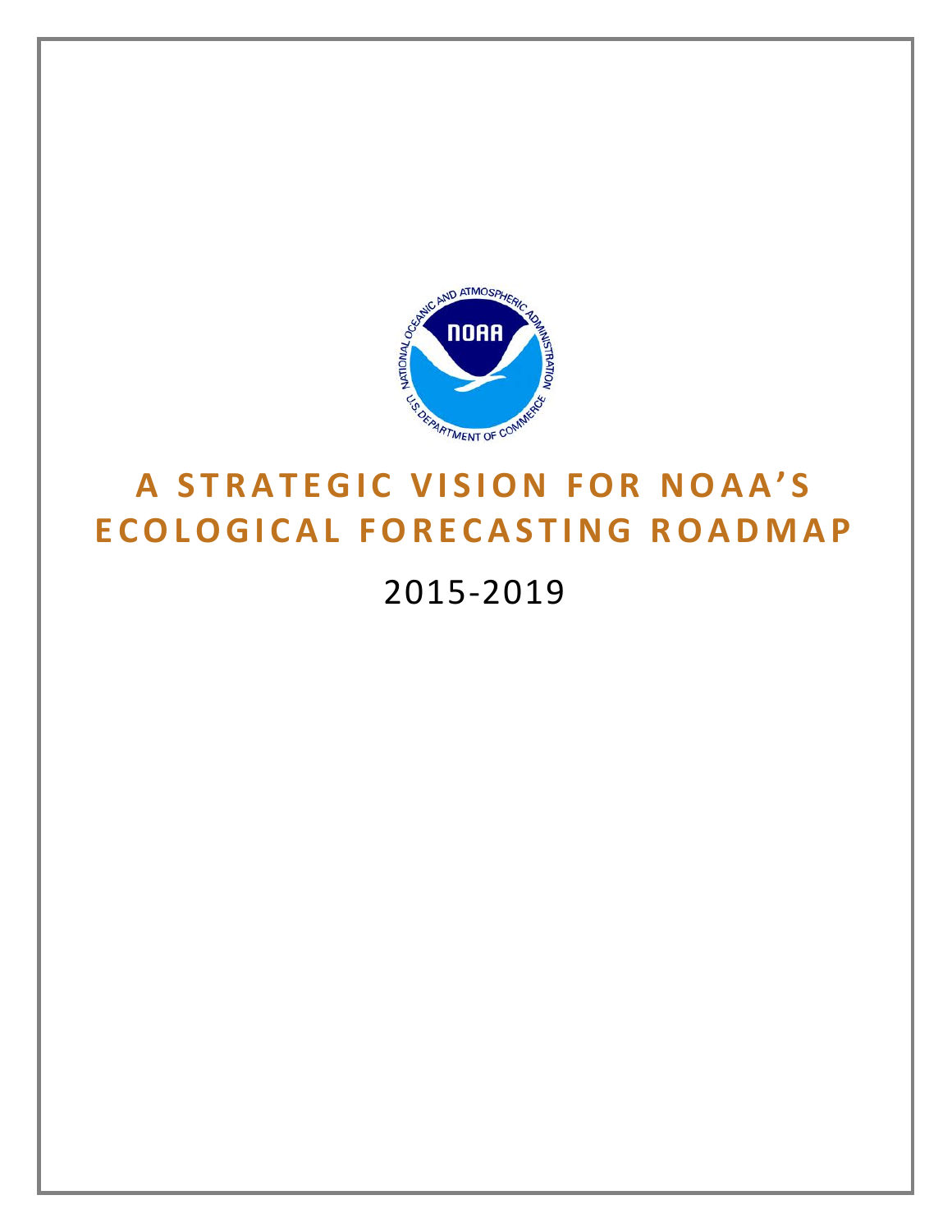# A STRATEGIC VISION FOR NOAA'S ECOLOGICAL FORECASTING ROADMAP

2015-2019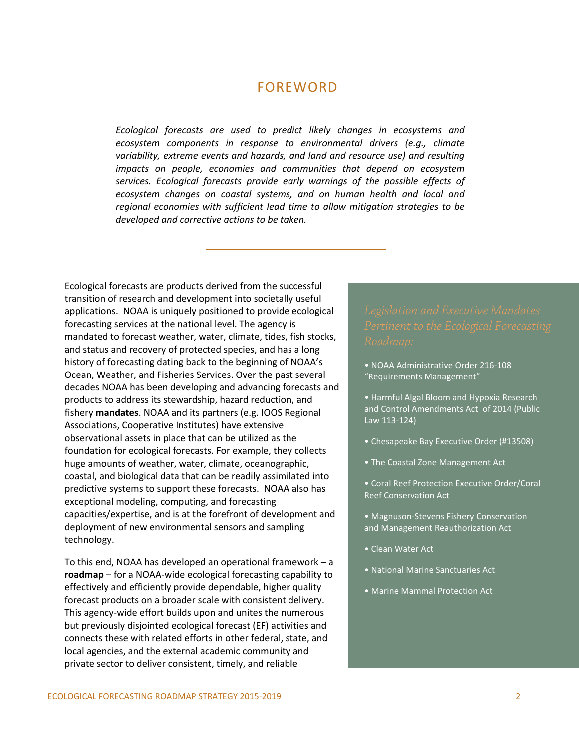# FOREWORD

*Ecological forecasts are used to predict likely changes in ecosystems and ecosystem components in response to environmental drivers (e.g., climate variability, extreme events and hazards, and land and resource use) and resulting impacts on people, economies and communities that depend on ecosystem services. Ecological forecasts provide early warnings of the possible effects of ecosystem changes on coastal systems, and on human health and local and regional economies with sufficient lead time to allow mitigation strategies to be developed and corrective actions to be taken.*

---

Ecological forecasts are products derived from the successful transition of research and development into societally useful applications. NOAA is uniquely positioned to provide ecological forecasting services at the national level. The agency is mandated to forecast weather, water, climate, tides, fish stocks, and status and recovery of protected species, and has a long history of forecasting dating back to the beginning of NOAA's Ocean, Weather, and Fisheries Services. Over the past several decades NOAA has been developing and advancing forecasts and products to address its stewardship, hazard reduction, and fishery **mandates**. NOAA and its partners (e.g. IOOS Regional Associations, Cooperative Institutes) have extensive observational assets in place that can be utilized as the foundation for ecological forecasts. For example, they collects huge amounts of weather, water, climate, oceanographic, coastal, and biological data that can be readily assimilated into predictive systems to support these forecasts. NOAA also has exceptional modeling, computing, and forecasting capacities/expertise, and is at the forefront of development and deployment of new environmental sensors and sampling technology.

To this end, NOAA has developed an operational framework – a **roadmap** – for a NOAA-wide ecological forecasting capability to effectively and efficiently provide dependable, higher quality forecast products on a broader scale with consistent delivery. This agency-wide effort builds upon and unites the numerous but previously disjointed ecological forecast (EF) activities and connects these with related efforts in other federal, state, and local agencies, and the external academic community and private sector to deliver consistent, timely, and reliable

*Legislation and Executive Mandates Pertinent to the Ecological Forecasting Roadmap:*

- NOAA Administrative Order 216-108 "Requirements Management"
- Harmful Algal Bloom and Hypoxia Research and Control Amendments Act of 2014 (Public Law 113-124)
- Chesapeake Bay Executive Order (#13508)
- The Coastal Zone Management Act
- Coral Reef Protection Executive Order/Coral Reef Conservation Act
- Magnuson-Stevens Fishery Conservation and Management Reauthorization Act
- Clean Water Act
- National Marine Sanctuaries Act
- Marine Mammal Protection Act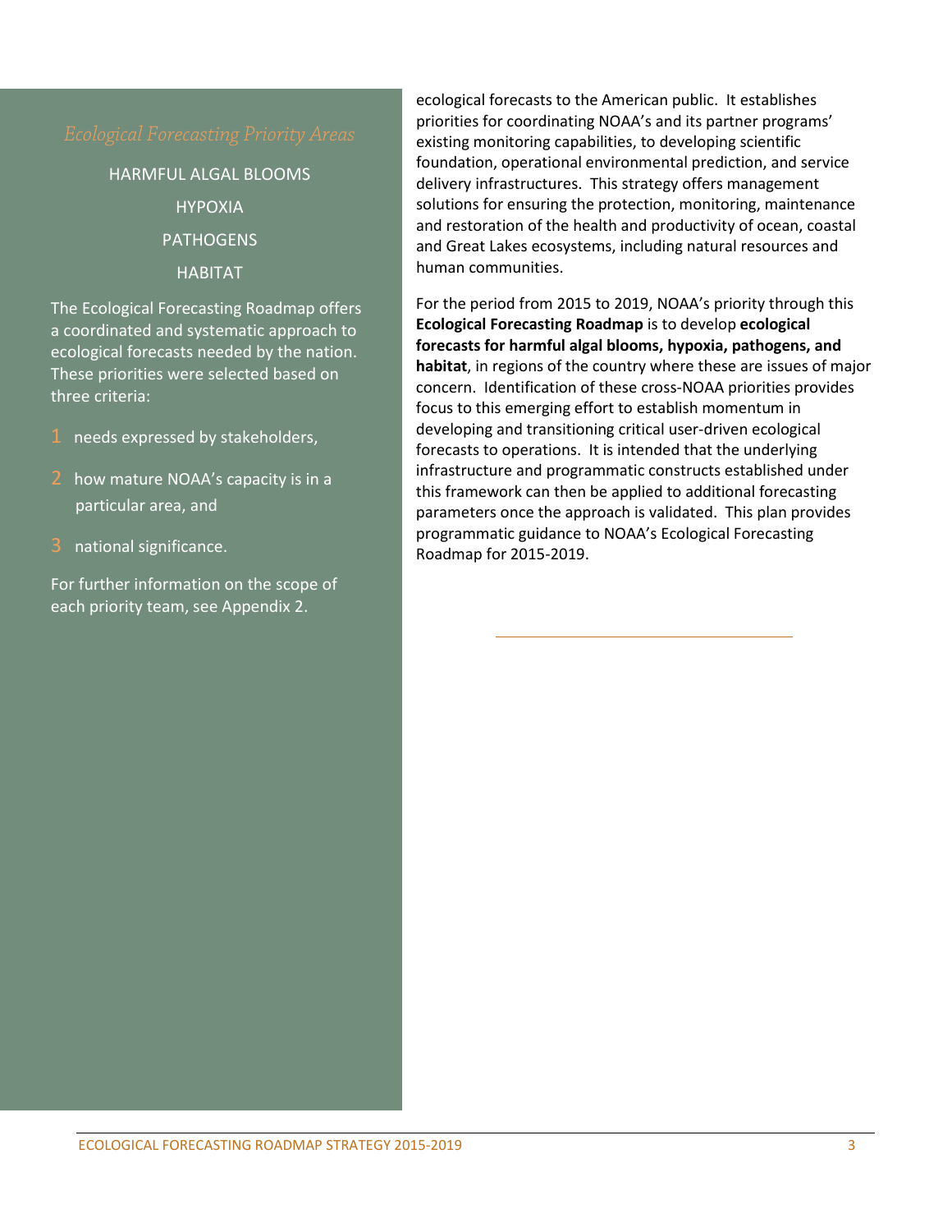## *Ecological Forecasting Priority Areas*

HARMFUL ALGAL BLOOMS

HYPOXIA

PATHOGENS

HABITAT

The Ecological Forecasting Roadmap offers a coordinated and systematic approach to ecological forecasts needed by the nation. These priorities were selected based on three criteria:

1. needs expressed by stakeholders,
2. how mature NOAA's capacity is in a particular area, and
3. national significance.

For further information on the scope of each priority team, see Appendix 2.

ecological forecasts to the American public. It establishes priorities for coordinating NOAA's and its partner programs' existing monitoring capabilities, to developing scientific foundation, operational environmental prediction, and service delivery infrastructures. This strategy offers management solutions for ensuring the protection, monitoring, maintenance and restoration of the health and productivity of ocean, coastal and Great Lakes ecosystems, including natural resources and human communities.

For the period from 2015 to 2019, NOAA's priority through this **Ecological Forecasting Roadmap** is to develop **ecological forecasts for harmful algal blooms, hypoxia, pathogens, and habitat**, in regions of the country where these are issues of major concern. Identification of these cross-NOAA priorities provides focus to this emerging effort to establish momentum in developing and transitioning critical user-driven ecological forecasts to operations. It is intended that the underlying infrastructure and programmatic constructs established under this framework can then be applied to additional forecasting parameters once the approach is validated. This plan provides programmatic guidance to NOAA's Ecological Forecasting Roadmap for 2015-2019.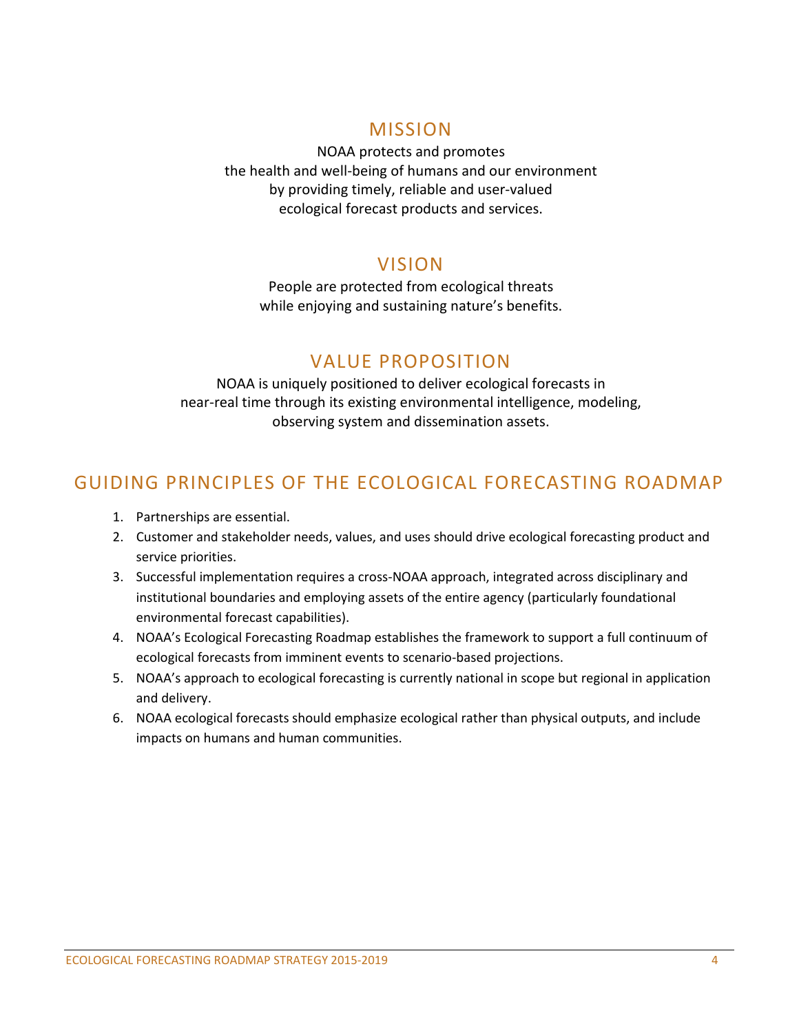## MISSION

NOAA protects and promotes
the health and well-being of humans and our environment
by providing timely, reliable and user-valued
ecological forecast products and services.

## VISION

People are protected from ecological threats
while enjoying and sustaining nature's benefits.

## VALUE PROPOSITION

NOAA is uniquely positioned to deliver ecological forecasts in
near-real time through its existing environmental intelligence, modeling,
observing system and dissemination assets.

## GUIDING PRINCIPLES OF THE ECOLOGICAL FORECASTING ROADMAP

1. Partnerships are essential.
2. Customer and stakeholder needs, values, and uses should drive ecological forecasting product and service priorities.
3. Successful implementation requires a cross-NOAA approach, integrated across disciplinary and institutional boundaries and employing assets of the entire agency (particularly foundational environmental forecast capabilities).
4. NOAA's Ecological Forecasting Roadmap establishes the framework to support a full continuum of ecological forecasts from imminent events to scenario-based projections.
5. NOAA's approach to ecological forecasting is currently national in scope but regional in application and delivery.
6. NOAA ecological forecasts should emphasize ecological rather than physical outputs, and include impacts on humans and human communities.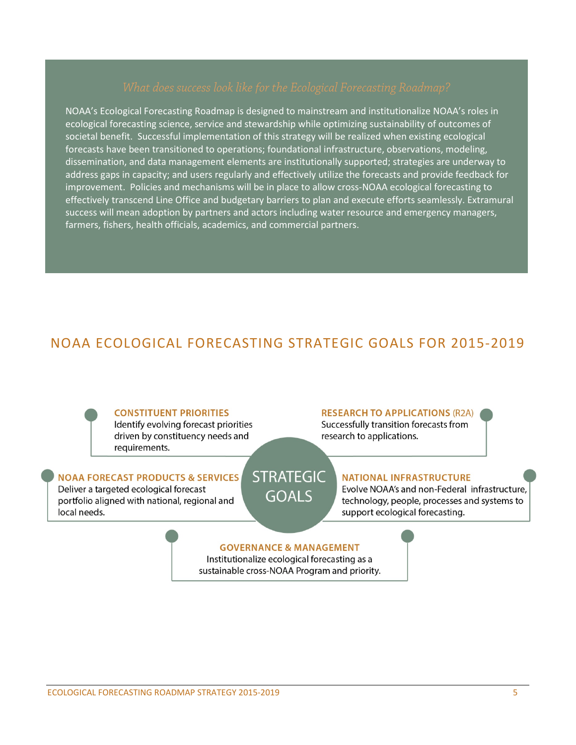*What does success look like for the Ecological Forecasting Roadmap?*

NOAA's Ecological Forecasting Roadmap is designed to mainstream and institutionalize NOAA's roles in ecological forecasting science, service and stewardship while optimizing sustainability of outcomes of societal benefit. Successful implementation of this strategy will be realized when existing ecological forecasts have been transitioned to operations; foundational infrastructure, observations, modeling, dissemination, and data management elements are institutionally supported; strategies are underway to address gaps in capacity; and users regularly and effectively utilize the forecasts and provide feedback for improvement. Policies and mechanisms will be in place to allow cross-NOAA ecological forecasting to effectively transcend Line Office and budgetary barriers to plan and execute efforts seamlessly. Extramural success will mean adoption by partners and actors including water resource and emergency managers, farmers, fishers, health officials, academics, and commercial partners.

## NOAA ECOLOGICAL FORECASTING STRATEGIC GOALS FOR 2015-2019

**STRATEGIC GOALS**

**CONSTITUENT PRIORITIES**
Identify evolving forecast priorities driven by constituency needs and requirements.

**RESEARCH TO APPLICATIONS (R2A)**
Successfully transition forecasts from research to applications.

**NOAA FORECAST PRODUCTS & SERVICES**
Deliver a targeted ecological forecast portfolio aligned with national, regional and local needs.

**NATIONAL INFRASTRUCTURE**
Evolve NOAA's and non-Federal infrastructure, technology, people, processes and systems to support ecological forecasting.

**GOVERNANCE & MANAGEMENT**
Institutionalize ecological forecasting as a sustainable cross-NOAA Program and priority.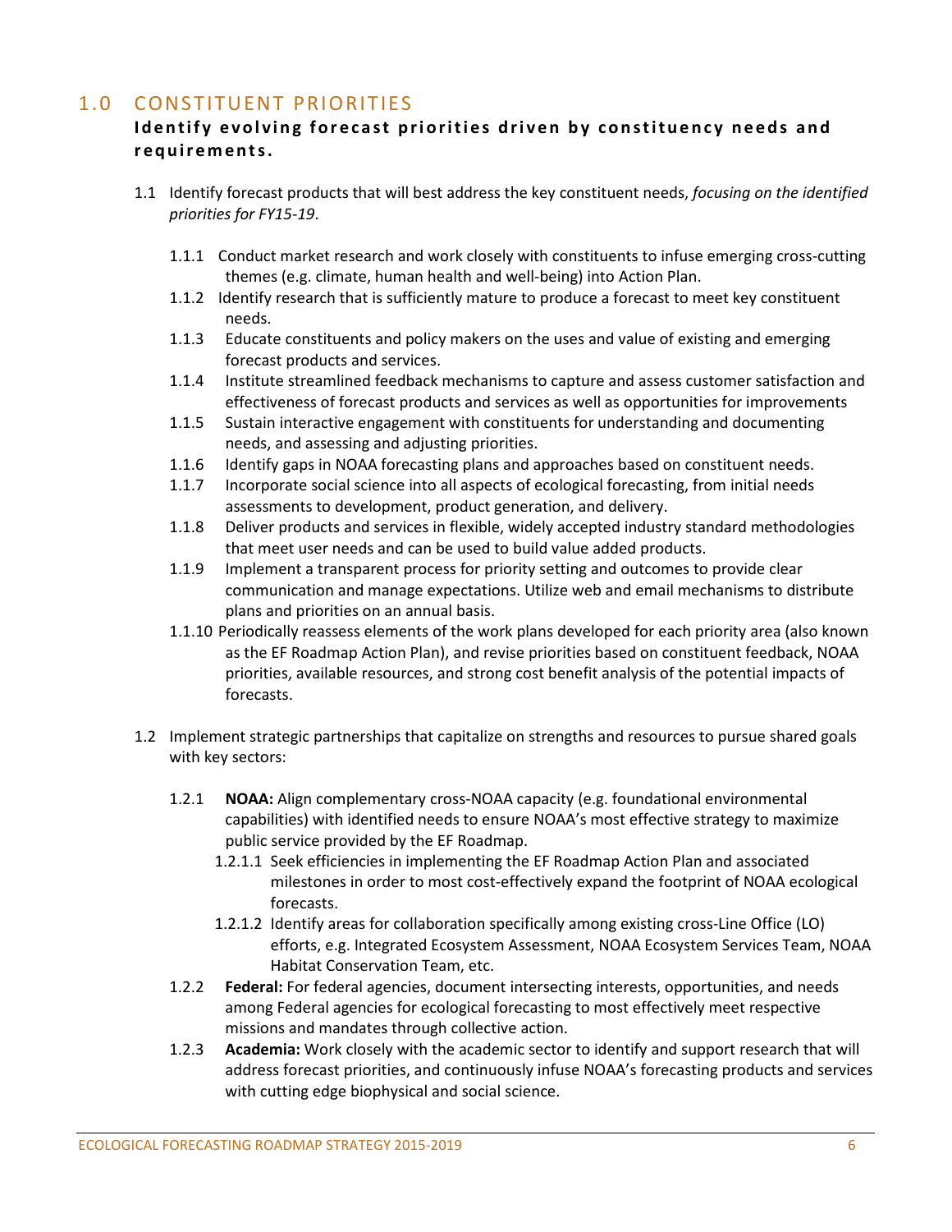# 1.0 CONSTITUENT PRIORITIES

**Identify evolving forecast priorities driven by constituency needs and requirements.**

1.1 Identify forecast products that will best address the key constituent needs, *focusing on the identified priorities for FY15-19*.

- 1.1.1 Conduct market research and work closely with constituents to infuse emerging cross-cutting themes (e.g. climate, human health and well-being) into Action Plan.
- 1.1.2 Identify research that is sufficiently mature to produce a forecast to meet key constituent needs.
- 1.1.3 Educate constituents and policy makers on the uses and value of existing and emerging forecast products and services.
- 1.1.4 Institute streamlined feedback mechanisms to capture and assess customer satisfaction and effectiveness of forecast products and services as well as opportunities for improvements
- 1.1.5 Sustain interactive engagement with constituents for understanding and documenting needs, and assessing and adjusting priorities.
- 1.1.6 Identify gaps in NOAA forecasting plans and approaches based on constituent needs.
- 1.1.7 Incorporate social science into all aspects of ecological forecasting, from initial needs assessments to development, product generation, and delivery.
- 1.1.8 Deliver products and services in flexible, widely accepted industry standard methodologies that meet user needs and can be used to build value added products.
- 1.1.9 Implement a transparent process for priority setting and outcomes to provide clear communication and manage expectations. Utilize web and email mechanisms to distribute plans and priorities on an annual basis.
- 1.1.10 Periodically reassess elements of the work plans developed for each priority area (also known as the EF Roadmap Action Plan), and revise priorities based on constituent feedback, NOAA priorities, available resources, and strong cost benefit analysis of the potential impacts of forecasts.

1.2 Implement strategic partnerships that capitalize on strengths and resources to pursue shared goals with key sectors:

- 1.2.1 **NOAA:** Align complementary cross-NOAA capacity (e.g. foundational environmental capabilities) with identified needs to ensure NOAA's most effective strategy to maximize public service provided by the EF Roadmap.
  - 1.2.1.1 Seek efficiencies in implementing the EF Roadmap Action Plan and associated milestones in order to most cost-effectively expand the footprint of NOAA ecological forecasts.
  - 1.2.1.2 Identify areas for collaboration specifically among existing cross-Line Office (LO) efforts, e.g. Integrated Ecosystem Assessment, NOAA Ecosystem Services Team, NOAA Habitat Conservation Team, etc.
- 1.2.2 **Federal:** For federal agencies, document intersecting interests, opportunities, and needs among Federal agencies for ecological forecasting to most effectively meet respective missions and mandates through collective action.
- 1.2.3 **Academia:** Work closely with the academic sector to identify and support research that will address forecast priorities, and continuously infuse NOAA's forecasting products and services with cutting edge biophysical and social science.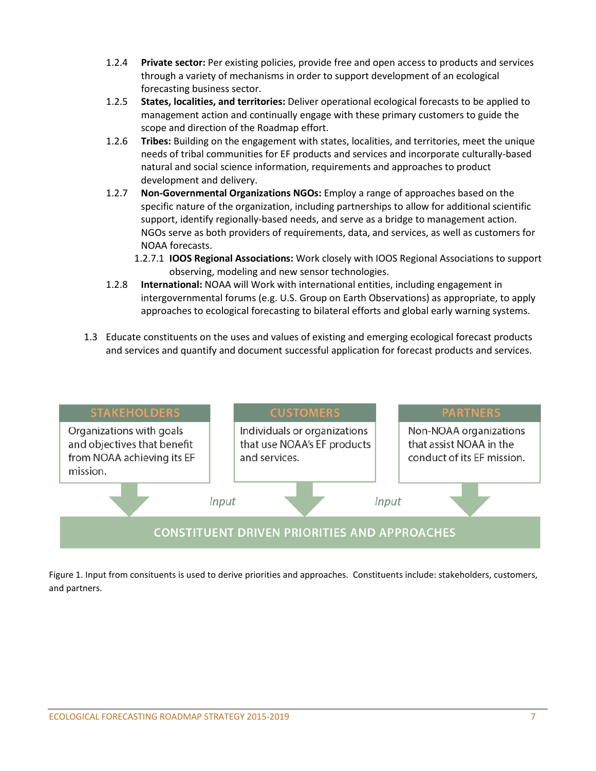1.2.4 **Private sector:** Per existing policies, provide free and open access to products and services through a variety of mechanisms in order to support development of an ecological forecasting business sector.

1.2.5 **States, localities, and territories:** Deliver operational ecological forecasts to be applied to management action and continually engage with these primary customers to guide the scope and direction of the Roadmap effort.

1.2.6 **Tribes:** Building on the engagement with states, localities, and territories, meet the unique needs of tribal communities for EF products and services and incorporate culturally-based natural and social science information, requirements and approaches to product development and delivery.

1.2.7 **Non-Governmental Organizations NGOs:** Employ a range of approaches based on the specific nature of the organization, including partnerships to allow for additional scientific support, identify regionally-based needs, and serve as a bridge to management action. NGOs serve as both providers of requirements, data, and services, as well as customers for NOAA forecasts.

1.2.7.1 **IOOS Regional Associations:** Work closely with IOOS Regional Associations to support observing, modeling and new sensor technologies.

1.2.8 **International:** NOAA will Work with international entities, including engagement in intergovernmental forums (e.g. U.S. Group on Earth Observations) as appropriate, to apply approaches to ecological forecasting to bilateral efforts and global early warning systems.

1.3 Educate constituents on the uses and values of existing and emerging ecological forecast products and services and quantify and document successful application for forecast products and services.

**STAKEHOLDERS**
Organizations with goals and objectives that benefit from NOAA achieving its EF mission.

**CUSTOMERS**
Individuals or organizations that use NOAA's EF products and services.

**PARTNERS**
Non-NOAA organizations that assist NOAA in the conduct of its EF mission.

*Input* *Input*

**CONSTITUENT DRIVEN PRIORITIES AND APPROACHES**

Figure 1. Input from consituents is used to derive priorities and approaches. Constituents include: stakeholders, customers, and partners.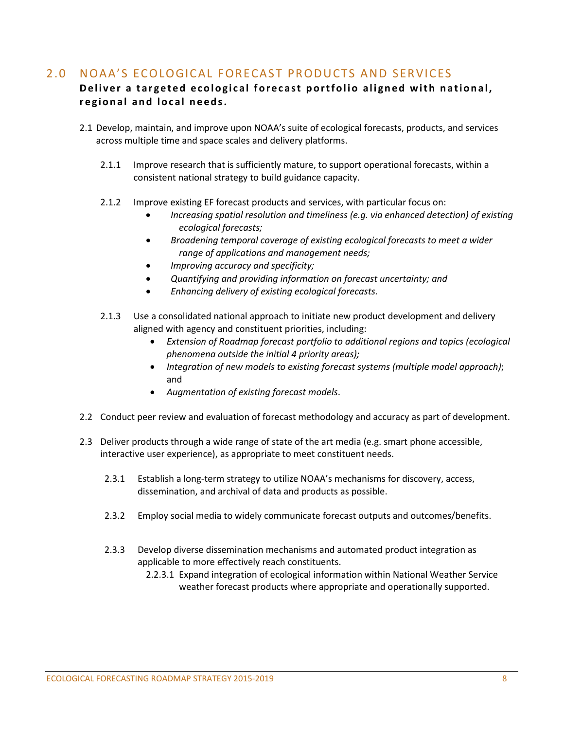## 2.0 NOAA'S ECOLOGICAL FORECAST PRODUCTS AND SERVICES

**Deliver a targeted ecological forecast portfolio aligned with national, regional and local needs.**

2.1 Develop, maintain, and improve upon NOAA's suite of ecological forecasts, products, and services across multiple time and space scales and delivery platforms.

2.1.1 Improve research that is sufficiently mature, to support operational forecasts, within a consistent national strategy to build guidance capacity.

2.1.2 Improve existing EF forecast products and services, with particular focus on:

- *Increasing spatial resolution and timeliness (e.g. via enhanced detection) of existing ecological forecasts;*
- *Broadening temporal coverage of existing ecological forecasts to meet a wider range of applications and management needs;*
- *Improving accuracy and specificity;*
- *Quantifying and providing information on forecast uncertainty; and*
- *Enhancing delivery of existing ecological forecasts.*

2.1.3 Use a consolidated national approach to initiate new product development and delivery aligned with agency and constituent priorities, including:

- *Extension of Roadmap forecast portfolio to additional regions and topics (ecological phenomena outside the initial 4 priority areas);*
- *Integration of new models to existing forecast systems (multiple model approach)*; and
- *Augmentation of existing forecast models*.

2.2 Conduct peer review and evaluation of forecast methodology and accuracy as part of development.

2.3 Deliver products through a wide range of state of the art media (e.g. smart phone accessible, interactive user experience), as appropriate to meet constituent needs.

2.3.1 Establish a long-term strategy to utilize NOAA's mechanisms for discovery, access, dissemination, and archival of data and products as possible.

2.3.2 Employ social media to widely communicate forecast outputs and outcomes/benefits.

2.3.3 Develop diverse dissemination mechanisms and automated product integration as applicable to more effectively reach constituents.

2.2.3.1 Expand integration of ecological information within National Weather Service weather forecast products where appropriate and operationally supported.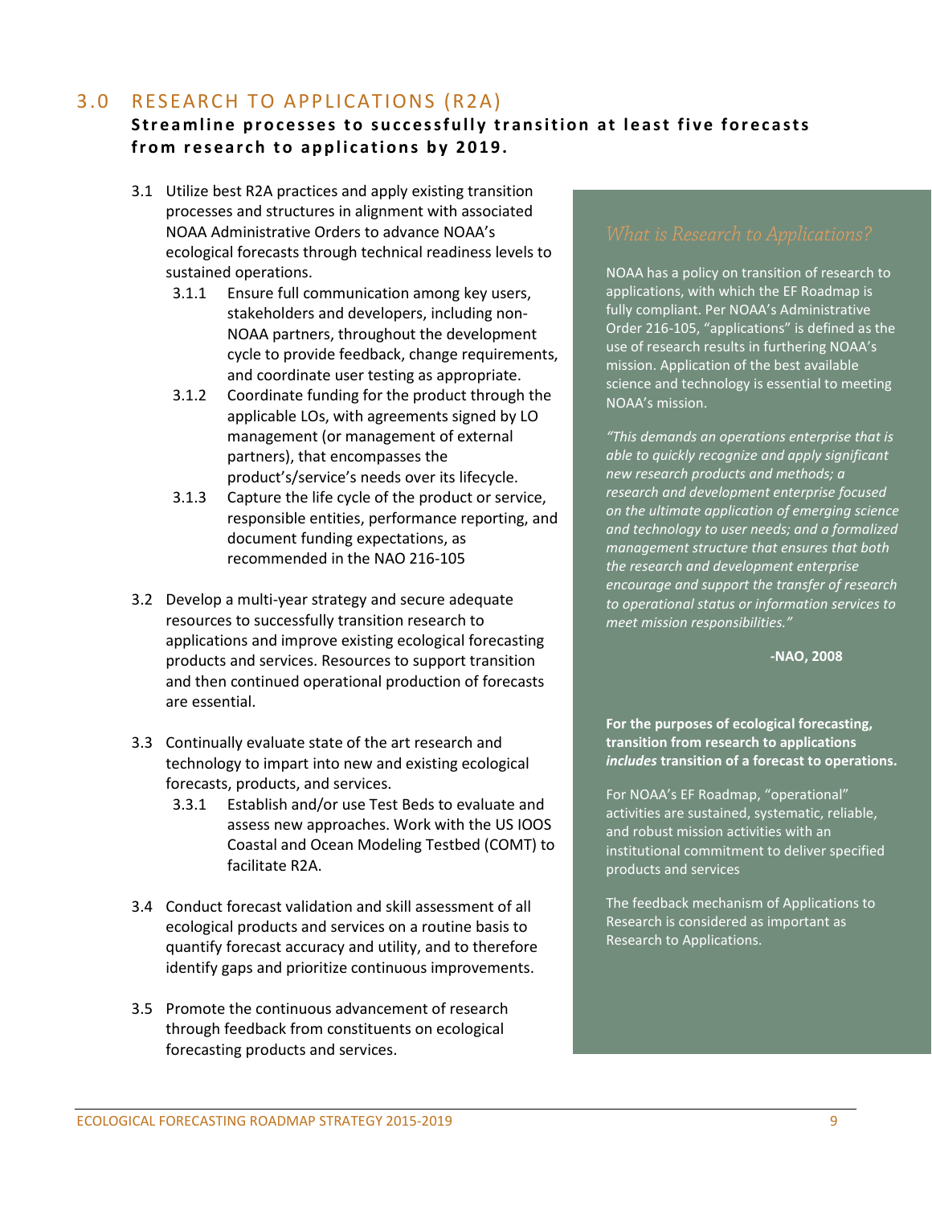## 3.0 RESEARCH TO APPLICATIONS (R2A)

**Streamline processes to successfully transition at least five forecasts from research to applications by 2019.**

3.1 Utilize best R2A practices and apply existing transition processes and structures in alignment with associated NOAA Administrative Orders to advance NOAA's ecological forecasts through technical readiness levels to sustained operations.

- 3.1.1 Ensure full communication among key users, stakeholders and developers, including non-NOAA partners, throughout the development cycle to provide feedback, change requirements, and coordinate user testing as appropriate.
- 3.1.2 Coordinate funding for the product through the applicable LOs, with agreements signed by LO management (or management of external partners), that encompasses the product's/service's needs over its lifecycle.
- 3.1.3 Capture the life cycle of the product or service, responsible entities, performance reporting, and document funding expectations, as recommended in the NAO 216-105

3.2 Develop a multi-year strategy and secure adequate resources to successfully transition research to applications and improve existing ecological forecasting products and services. Resources to support transition and then continued operational production of forecasts are essential.

3.3 Continually evaluate state of the art research and technology to impart into new and existing ecological forecasts, products, and services.

- 3.3.1 Establish and/or use Test Beds to evaluate and assess new approaches. Work with the US IOOS Coastal and Ocean Modeling Testbed (COMT) to facilitate R2A.

3.4 Conduct forecast validation and skill assessment of all ecological products and services on a routine basis to quantify forecast accuracy and utility, and to therefore identify gaps and prioritize continuous improvements.

3.5 Promote the continuous advancement of research through feedback from constituents on ecological forecasting products and services.

### *What is Research to Applications?*

NOAA has a policy on transition of research to applications, with which the EF Roadmap is fully compliant. Per NOAA's Administrative Order 216-105, "applications" is defined as the use of research results in furthering NOAA's mission. Application of the best available science and technology is essential to meeting NOAA's mission.

*"This demands an operations enterprise that is able to quickly recognize and apply significant new research products and methods; a research and development enterprise focused on the ultimate application of emerging science and technology to user needs; and a formalized management structure that ensures that both the research and development enterprise encourage and support the transfer of research to operational status or information services to meet mission responsibilities."*

**-NAO, 2008**

**For the purposes of ecological forecasting, transition from research to applications *includes* transition of a forecast to operations.**

For NOAA's EF Roadmap, "operational" activities are sustained, systematic, reliable, and robust mission activities with an institutional commitment to deliver specified products and services

The feedback mechanism of Applications to Research is considered as important as Research to Applications.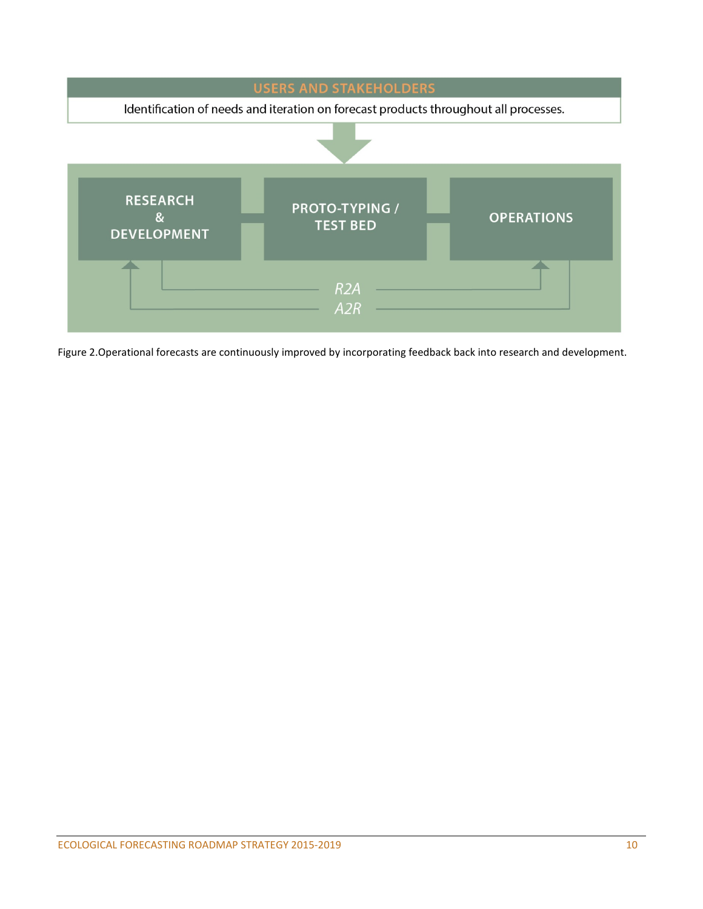USERS AND STAKEHOLDERS

Identification of needs and iteration on forecast products throughout all processes.

RESEARCH & DEVELOPMENT

PROTO-TYPING / TEST BED

OPERATIONS

*R2A*

*A2R*

Figure 2.Operational forecasts are continuously improved by incorporating feedback back into research and development.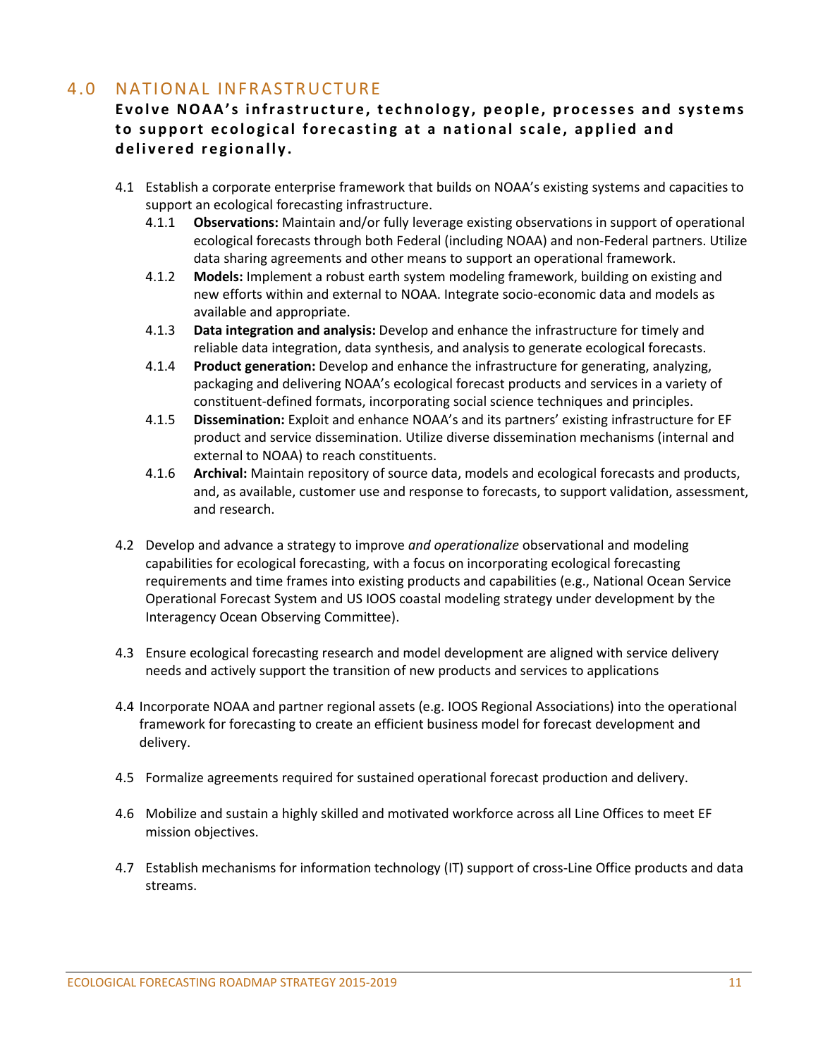## 4.0 NATIONAL INFRASTRUCTURE

**Evolve NOAA's infrastructure, technology, people, processes and systems to support ecological forecasting at a national scale, applied and delivered regionally.**

- 4.1 Establish a corporate enterprise framework that builds on NOAA's existing systems and capacities to support an ecological forecasting infrastructure.
  - 4.1.1 **Observations:** Maintain and/or fully leverage existing observations in support of operational ecological forecasts through both Federal (including NOAA) and non-Federal partners. Utilize data sharing agreements and other means to support an operational framework.
  - 4.1.2 **Models:** Implement a robust earth system modeling framework, building on existing and new efforts within and external to NOAA. Integrate socio-economic data and models as available and appropriate.
  - 4.1.3 **Data integration and analysis:** Develop and enhance the infrastructure for timely and reliable data integration, data synthesis, and analysis to generate ecological forecasts.
  - 4.1.4 **Product generation:** Develop and enhance the infrastructure for generating, analyzing, packaging and delivering NOAA's ecological forecast products and services in a variety of constituent-defined formats, incorporating social science techniques and principles.
  - 4.1.5 **Dissemination:** Exploit and enhance NOAA's and its partners' existing infrastructure for EF product and service dissemination. Utilize diverse dissemination mechanisms (internal and external to NOAA) to reach constituents.
  - 4.1.6 **Archival:** Maintain repository of source data, models and ecological forecasts and products, and, as available, customer use and response to forecasts, to support validation, assessment, and research.

- 4.2 Develop and advance a strategy to improve *and operationalize* observational and modeling capabilities for ecological forecasting, with a focus on incorporating ecological forecasting requirements and time frames into existing products and capabilities (e.g., National Ocean Service Operational Forecast System and US IOOS coastal modeling strategy under development by the Interagency Ocean Observing Committee).

- 4.3 Ensure ecological forecasting research and model development are aligned with service delivery needs and actively support the transition of new products and services to applications

- 4.4 Incorporate NOAA and partner regional assets (e.g. IOOS Regional Associations) into the operational framework for forecasting to create an efficient business model for forecast development and delivery.

- 4.5 Formalize agreements required for sustained operational forecast production and delivery.

- 4.6 Mobilize and sustain a highly skilled and motivated workforce across all Line Offices to meet EF mission objectives.

- 4.7 Establish mechanisms for information technology (IT) support of cross-Line Office products and data streams.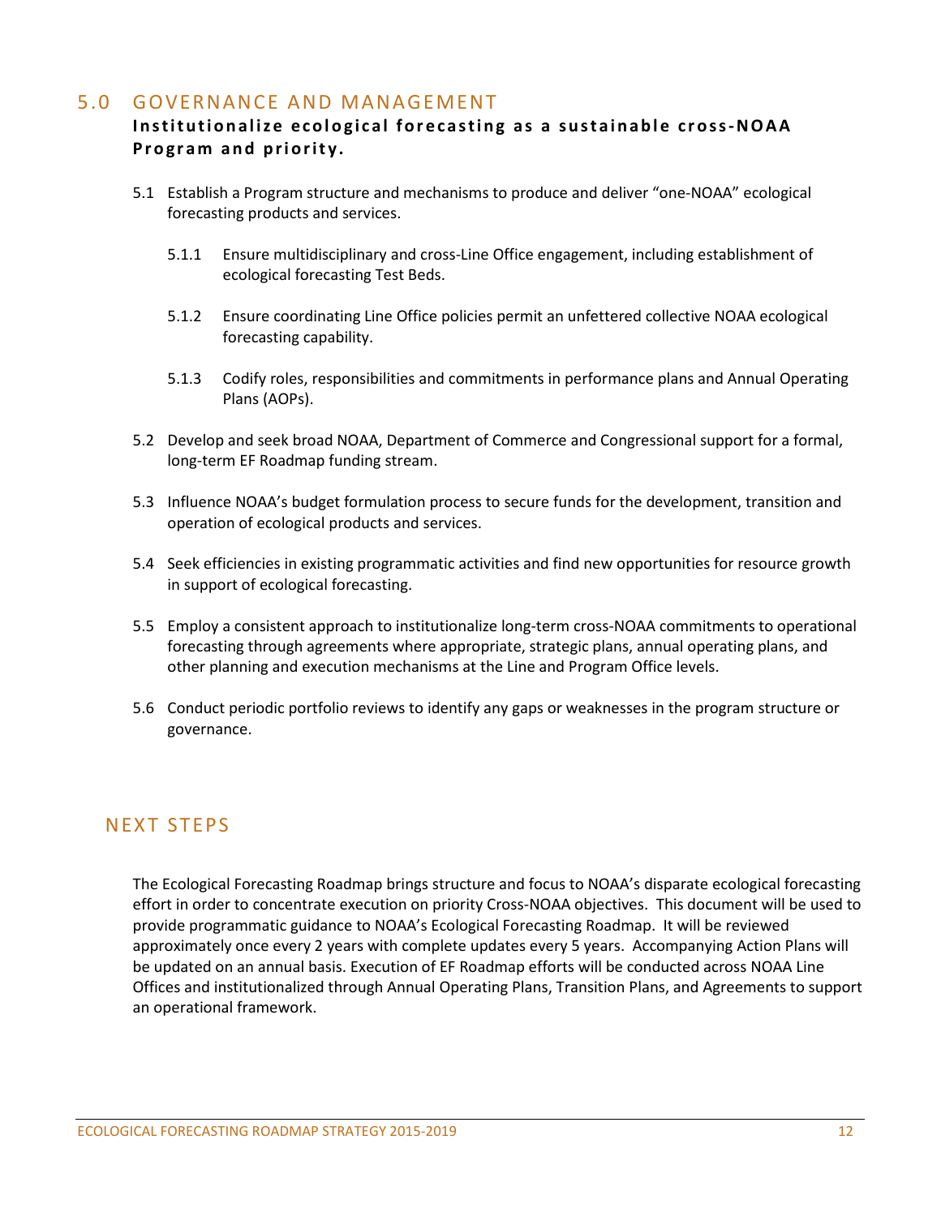## 5.0 GOVERNANCE AND MANAGEMENT

**Institutionalize ecological forecasting as a sustainable cross-NOAA Program and priority.**

5.1 Establish a Program structure and mechanisms to produce and deliver "one-NOAA" ecological forecasting products and services.

- 5.1.1 Ensure multidisciplinary and cross-Line Office engagement, including establishment of ecological forecasting Test Beds.
- 5.1.2 Ensure coordinating Line Office policies permit an unfettered collective NOAA ecological forecasting capability.
- 5.1.3 Codify roles, responsibilities and commitments in performance plans and Annual Operating Plans (AOPs).

5.2 Develop and seek broad NOAA, Department of Commerce and Congressional support for a formal, long-term EF Roadmap funding stream.

5.3 Influence NOAA's budget formulation process to secure funds for the development, transition and operation of ecological products and services.

5.4 Seek efficiencies in existing programmatic activities and find new opportunities for resource growth in support of ecological forecasting.

5.5 Employ a consistent approach to institutionalize long-term cross-NOAA commitments to operational forecasting through agreements where appropriate, strategic plans, annual operating plans, and other planning and execution mechanisms at the Line and Program Office levels.

5.6 Conduct periodic portfolio reviews to identify any gaps or weaknesses in the program structure or governance.

## NEXT STEPS

The Ecological Forecasting Roadmap brings structure and focus to NOAA's disparate ecological forecasting effort in order to concentrate execution on priority Cross-NOAA objectives. This document will be used to provide programmatic guidance to NOAA's Ecological Forecasting Roadmap. It will be reviewed approximately once every 2 years with complete updates every 5 years. Accompanying Action Plans will be updated on an annual basis. Execution of EF Roadmap efforts will be conducted across NOAA Line Offices and institutionalized through Annual Operating Plans, Transition Plans, and Agreements to support an operational framework.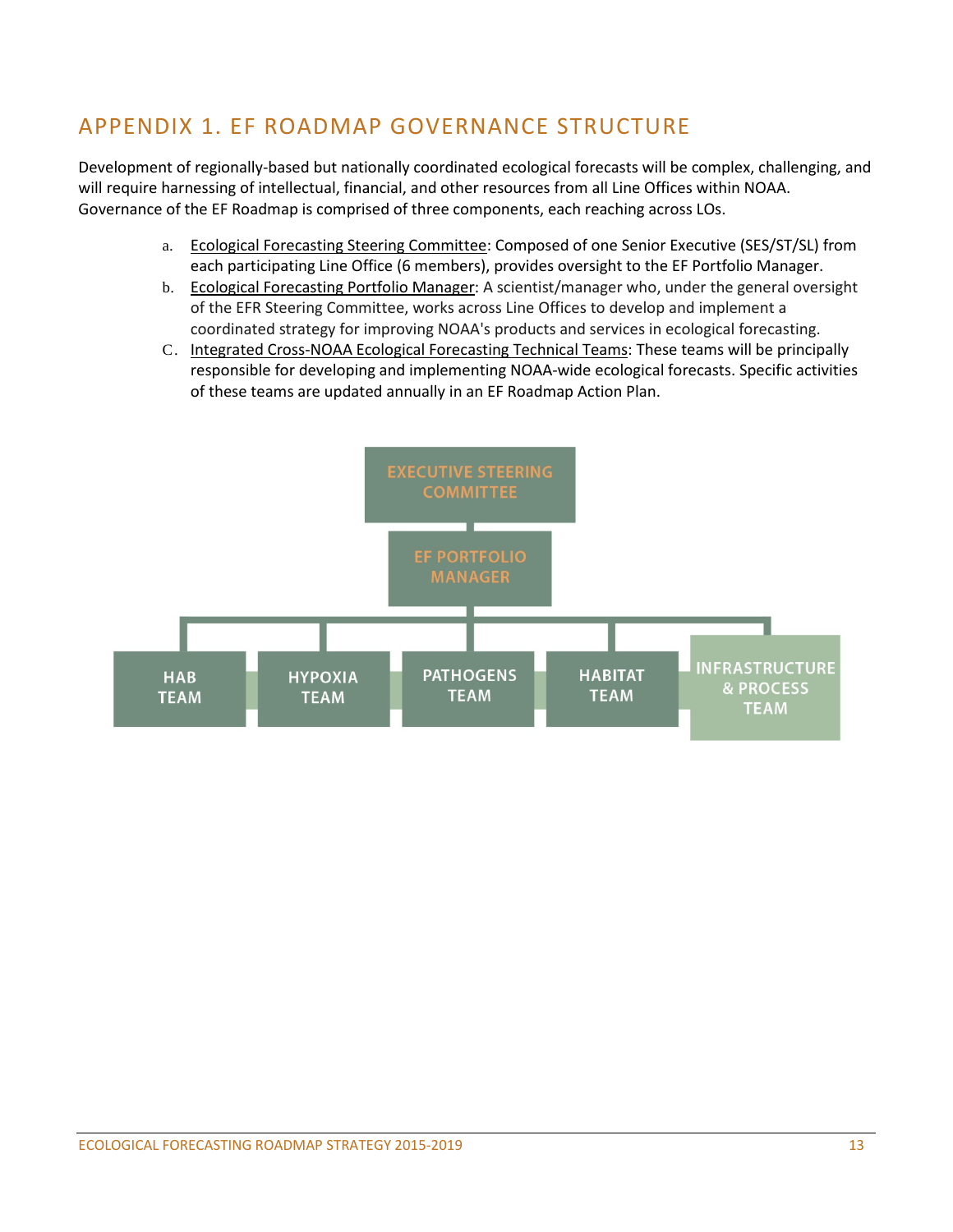## APPENDIX 1. EF ROADMAP GOVERNANCE STRUCTURE

Development of regionally-based but nationally coordinated ecological forecasts will be complex, challenging, and will require harnessing of intellectual, financial, and other resources from all Line Offices within NOAA. Governance of the EF Roadmap is comprised of three components, each reaching across LOs.

a. Ecological Forecasting Steering Committee: Composed of one Senior Executive (SES/ST/SL) from each participating Line Office (6 members), provides oversight to the EF Portfolio Manager.
b. Ecological Forecasting Portfolio Manager: A scientist/manager who, under the general oversight of the EFR Steering Committee, works across Line Offices to develop and implement a coordinated strategy for improving NOAA's products and services in ecological forecasting.
c. Integrated Cross-NOAA Ecological Forecasting Technical Teams: These teams will be principally responsible for developing and implementing NOAA-wide ecological forecasts. Specific activities of these teams are updated annually in an EF Roadmap Action Plan.

EXECUTIVE STEERING COMMITTEE

EF PORTFOLIO MANAGER

HAB TEAM | HYPOXIA TEAM | PATHOGENS TEAM | HABITAT TEAM | INFRASTRUCTURE & PROCESS TEAM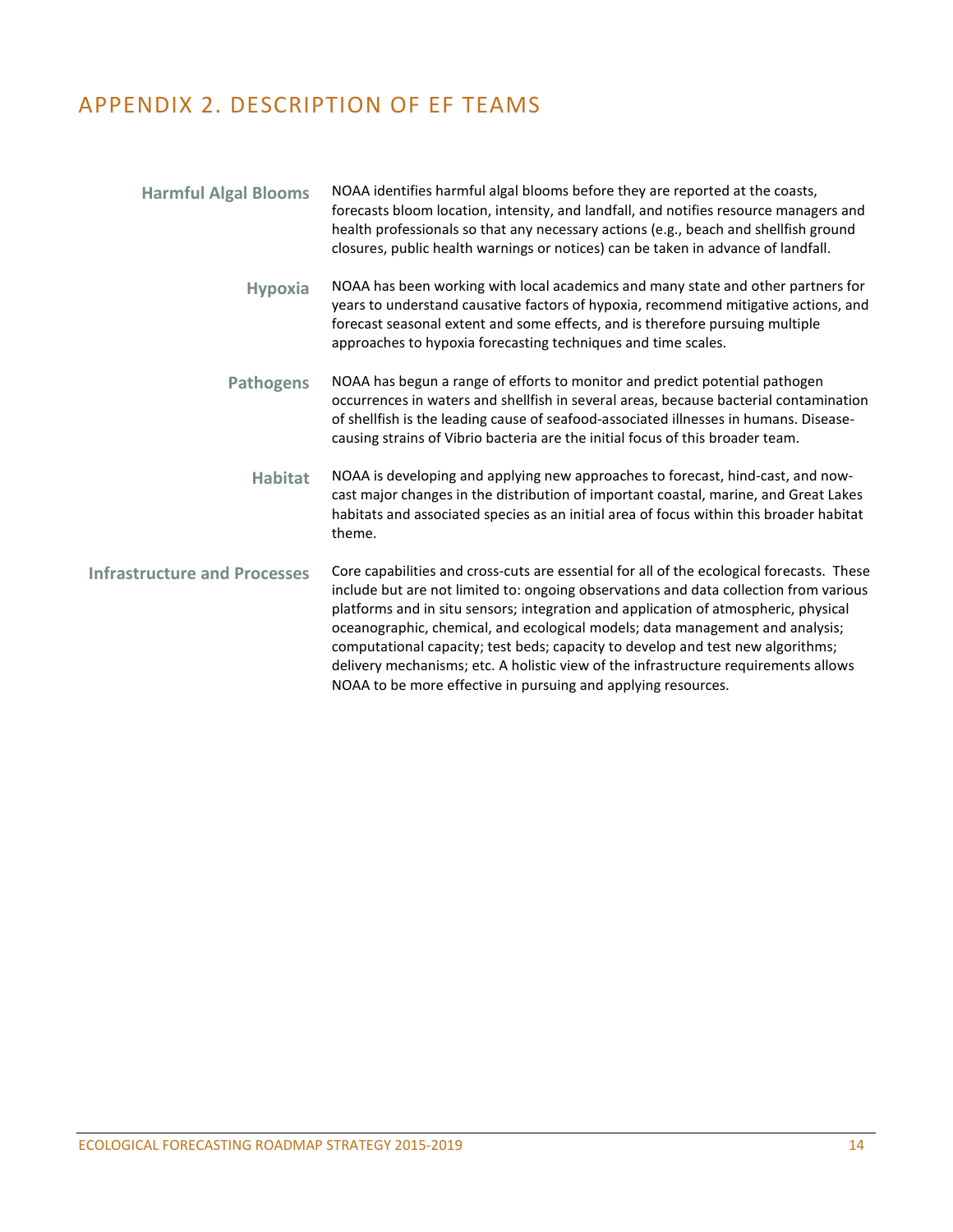# APPENDIX 2. DESCRIPTION OF EF TEAMS

**Harmful Algal Blooms** NOAA identifies harmful algal blooms before they are reported at the coasts, forecasts bloom location, intensity, and landfall, and notifies resource managers and health professionals so that any necessary actions (e.g., beach and shellfish ground closures, public health warnings or notices) can be taken in advance of landfall.

**Hypoxia** NOAA has been working with local academics and many state and other partners for years to understand causative factors of hypoxia, recommend mitigative actions, and forecast seasonal extent and some effects, and is therefore pursuing multiple approaches to hypoxia forecasting techniques and time scales.

**Pathogens** NOAA has begun a range of efforts to monitor and predict potential pathogen occurrences in waters and shellfish in several areas, because bacterial contamination of shellfish is the leading cause of seafood-associated illnesses in humans. Disease-causing strains of Vibrio bacteria are the initial focus of this broader team.

**Habitat** NOAA is developing and applying new approaches to forecast, hind-cast, and now-cast major changes in the distribution of important coastal, marine, and Great Lakes habitats and associated species as an initial area of focus within this broader habitat theme.

**Infrastructure and Processes** Core capabilities and cross-cuts are essential for all of the ecological forecasts. These include but are not limited to: ongoing observations and data collection from various platforms and in situ sensors; integration and application of atmospheric, physical oceanographic, chemical, and ecological models; data management and analysis; computational capacity; test beds; capacity to develop and test new algorithms; delivery mechanisms; etc. A holistic view of the infrastructure requirements allows NOAA to be more effective in pursuing and applying resources.